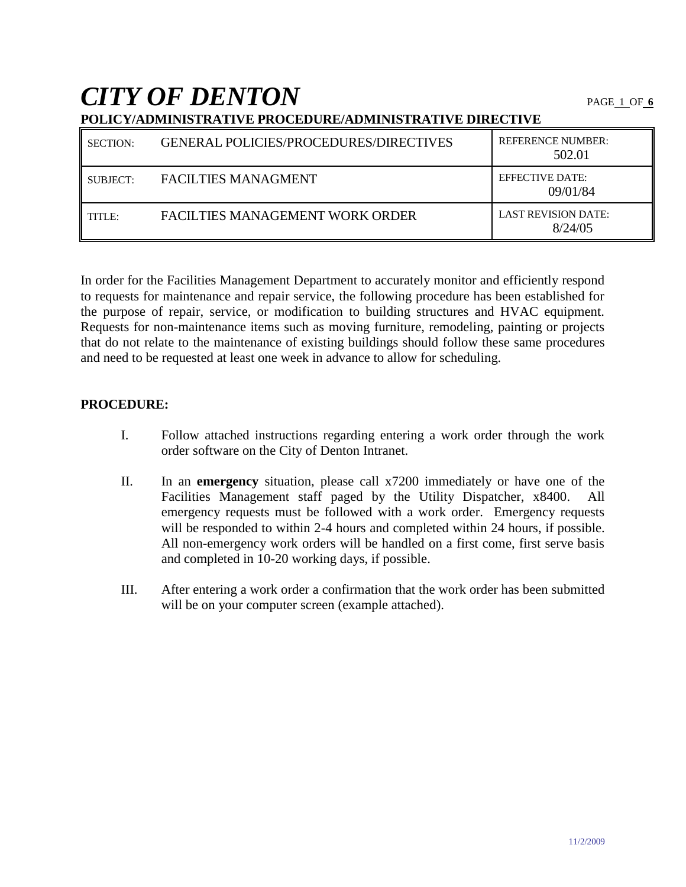# *CITY OF DENTON*

**POLICY/ADMINISTRATIVE PROCEDURE/ADMINISTRATIVE DIRECTIVE**

| | | |
|---|---|---|
| SECTION: | GENERAL POLICIES/PROCEDURES/DIRECTIVES | REFERENCE NUMBER: 502.01 |
| SUBJECT: | FACILTIES MANAGMENT | EFFECTIVE DATE: 09/01/84 |
| TITLE: | FACILTIES MANAGEMENT WORK ORDER | LAST REVISION DATE: 8/24/05 |

In order for the Facilities Management Department to accurately monitor and efficiently respond to requests for maintenance and repair service, the following procedure has been established for the purpose of repair, service, or modification to building structures and HVAC equipment. Requests for non-maintenance items such as moving furniture, remodeling, painting or projects that do not relate to the maintenance of existing buildings should follow these same procedures and need to be requested at least one week in advance to allow for scheduling.

**PROCEDURE:**

I. Follow attached instructions regarding entering a work order through the work order software on the City of Denton Intranet.

II. In an **emergency** situation, please call x7200 immediately or have one of the Facilities Management staff paged by the Utility Dispatcher, x8400. All emergency requests must be followed with a work order. Emergency requests will be responded to within 2-4 hours and completed within 24 hours, if possible. All non-emergency work orders will be handled on a first come, first serve basis and completed in 10-20 working days, if possible.

III. After entering a work order a confirmation that the work order has been submitted will be on your computer screen (example attached).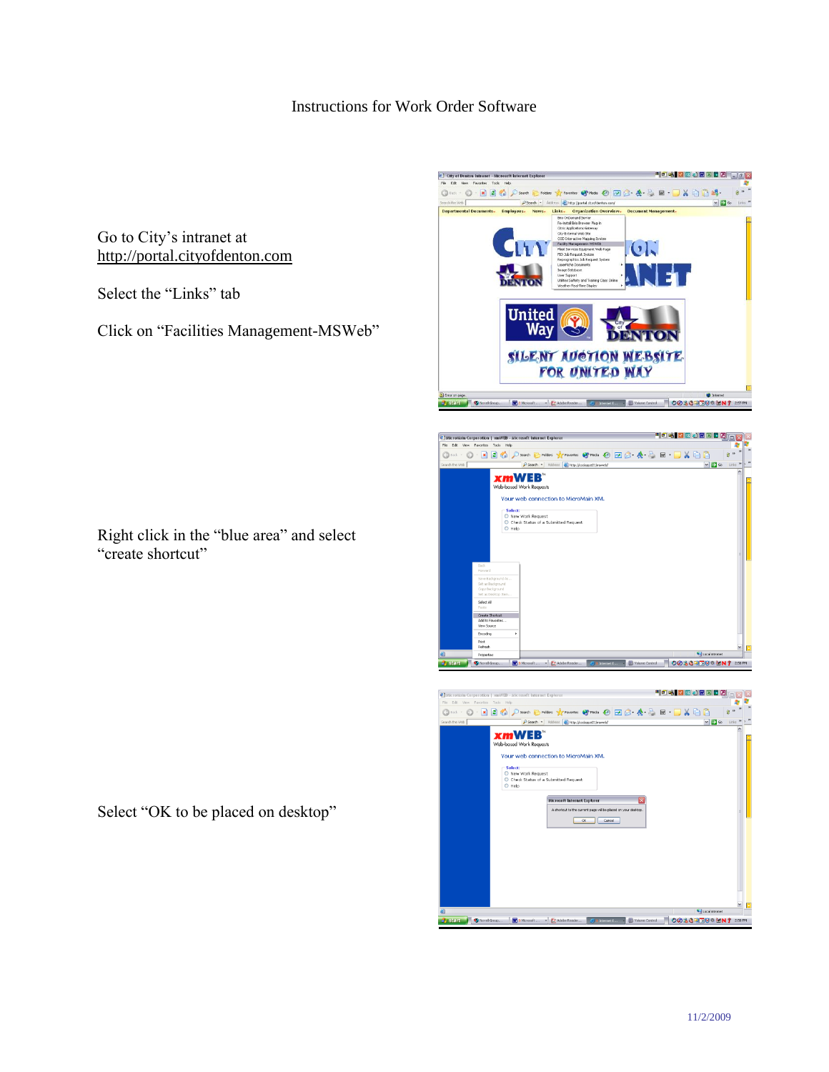# Instructions for Work Order Software

Go to City's intranet at http://portal.cityofdenton.com

Select the "Links" tab

Click on "Facilities Management-MSWeb"

Right click in the "blue area" and select "create shortcut"

Select "OK to be placed on desktop"

11/2/2009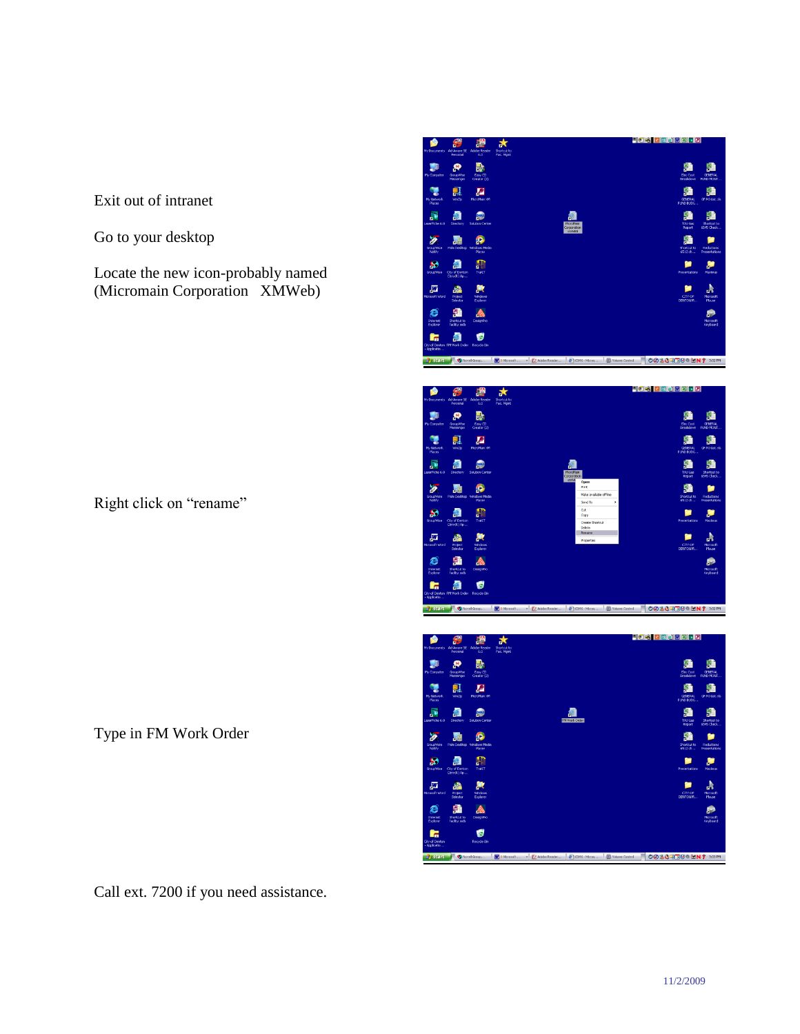Exit out of intranet

Go to your desktop

Locate the new icon-probably named (Micromain Corporation XMWeb)

Right click on “rename”

Type in FM Work Order

Call ext. 7200 if you need assistance.

11/2/2009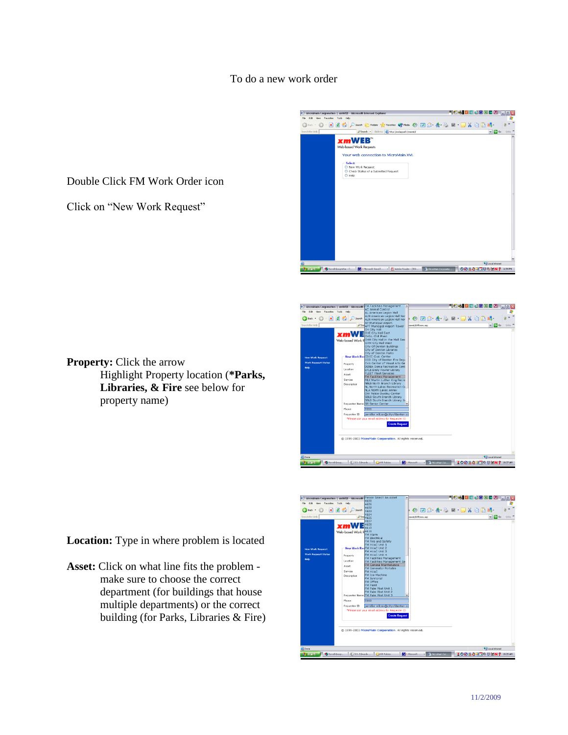To do a new work order

Double Click FM Work Order icon

Click on "New Work Request"

**Property:** Click the arrow
Highlight Property location (***Parks, Libraries, & Fire** see below for property name)

**Location:** Type in where problem is located

**Asset:** Click on what line fits the problem - make sure to choose the correct department (for buildings that house multiple departments) or the correct building (for Parks, Libraries & Fire)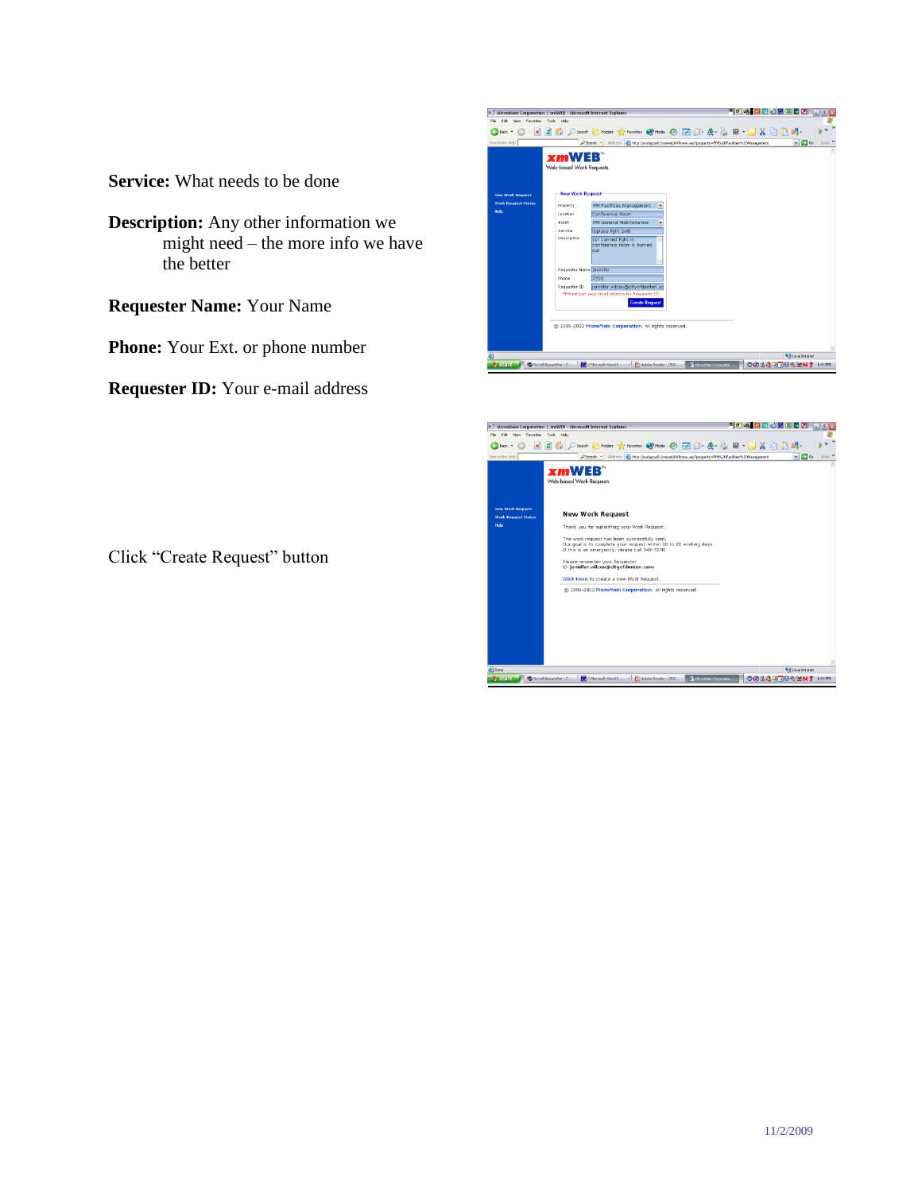**Service:** What needs to be done

**Description:** Any other information we might need – the more info we have the better

**Requester Name:** Your Name

**Phone:** Your Ext. or phone number

**Requester ID:** Your e-mail address

Click "Create Request" button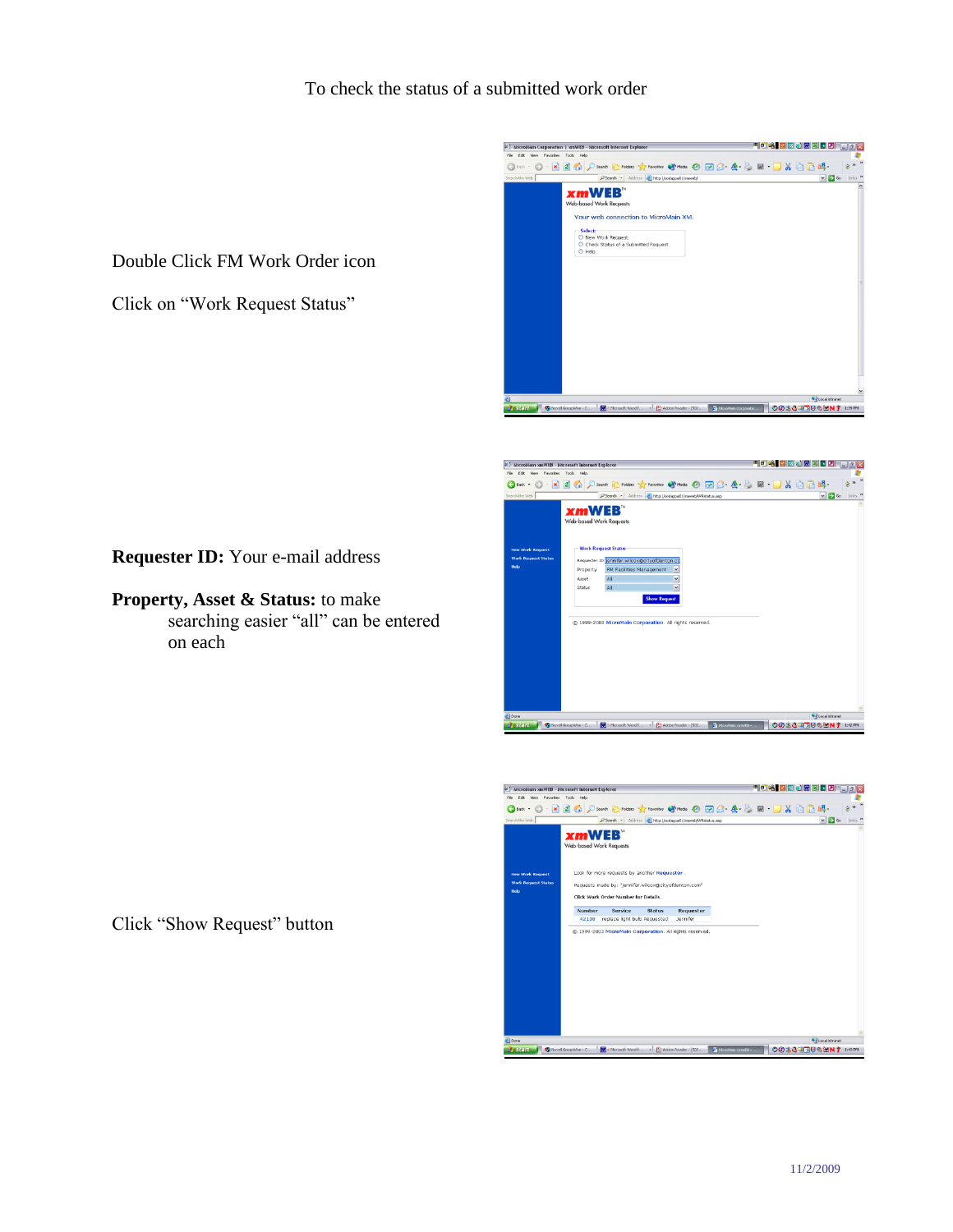To check the status of a submitted work order

Double Click FM Work Order icon

Click on "Work Request Status"

**Requester ID:** Your e-mail address

**Property, Asset & Status:** to make searching easier "all" can be entered on each

Click "Show Request" button

11/2/2009